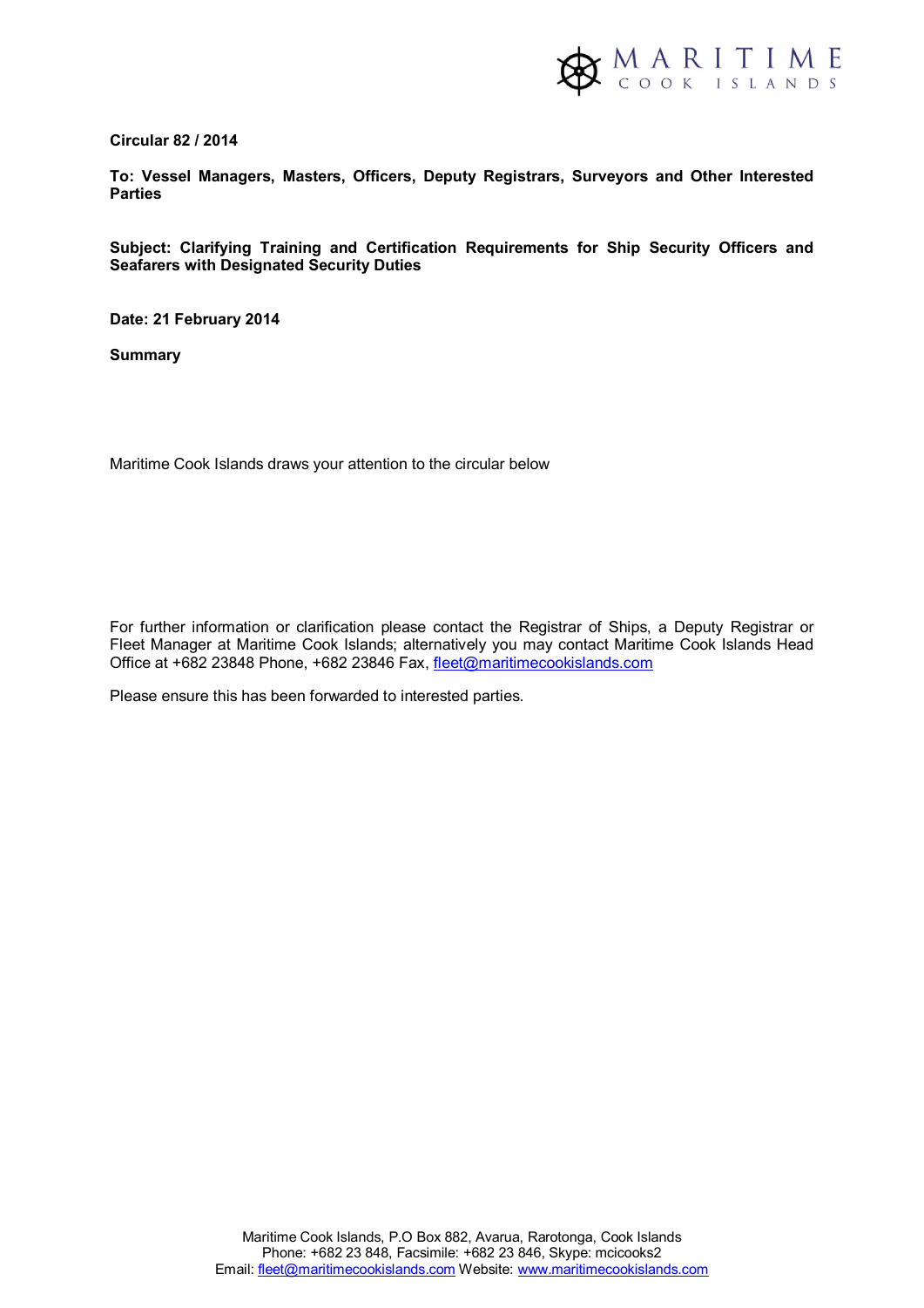**Circular 82 / 2014**

**To: Vessel Managers, Masters, Officers, Deputy Registrars, Surveyors and Other Interested Parties**

**Subject: Clarifying Training and Certification Requirements for Ship Security Officers and Seafarers with Designated Security Duties**

**Date: 21 February 2014**

**Summary**

Maritime Cook Islands draws your attention to the circular below

For further information or clarification please contact the Registrar of Ships, a Deputy Registrar or Fleet Manager at Maritime Cook Islands; alternatively you may contact Maritime Cook Islands Head Office at +682 23848 Phone, +682 23846 Fax, fleet@maritimecookislands.com

Please ensure this has been forwarded to interested parties.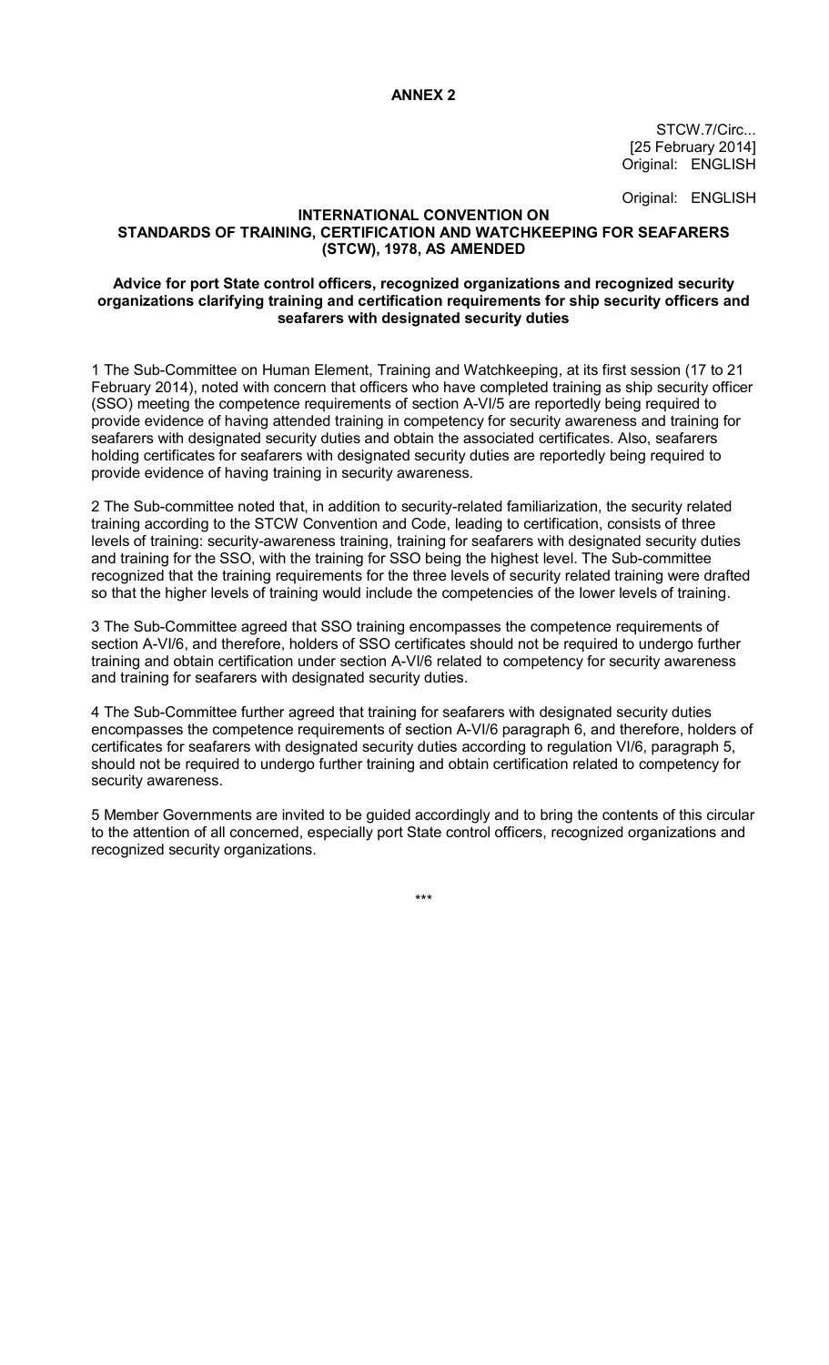**ANNEX 2**

STCW.7/Circ...
[25 February 2014]
Original: ENGLISH

Original: ENGLISH

**INTERNATIONAL CONVENTION ON STANDARDS OF TRAINING, CERTIFICATION AND WATCHKEEPING FOR SEAFARERS (STCW), 1978, AS AMENDED**

**Advice for port State control officers, recognized organizations and recognized security organizations clarifying training and certification requirements for ship security officers and seafarers with designated security duties**

1 The Sub-Committee on Human Element, Training and Watchkeeping, at its first session (17 to 21 February 2014), noted with concern that officers who have completed training as ship security officer (SSO) meeting the competence requirements of section A-VI/5 are reportedly being required to provide evidence of having attended training in competency for security awareness and training for seafarers with designated security duties and obtain the associated certificates. Also, seafarers holding certificates for seafarers with designated security duties are reportedly being required to provide evidence of having training in security awareness.

2 The Sub-committee noted that, in addition to security-related familiarization, the security related training according to the STCW Convention and Code, leading to certification, consists of three levels of training: security-awareness training, training for seafarers with designated security duties and training for the SSO, with the training for SSO being the highest level. The Sub-committee recognized that the training requirements for the three levels of security related training were drafted so that the higher levels of training would include the competencies of the lower levels of training.

3 The Sub-Committee agreed that SSO training encompasses the competence requirements of section A-VI/6, and therefore, holders of SSO certificates should not be required to undergo further training and obtain certification under section A-VI/6 related to competency for security awareness and training for seafarers with designated security duties.

4 The Sub-Committee further agreed that training for seafarers with designated security duties encompasses the competence requirements of section A-VI/6 paragraph 6, and therefore, holders of certificates for seafarers with designated security duties according to regulation VI/6, paragraph 5, should not be required to undergo further training and obtain certification related to competency for security awareness.

5 Member Governments are invited to be guided accordingly and to bring the contents of this circular to the attention of all concerned, especially port State control officers, recognized organizations and recognized security organizations.

\*\*\*